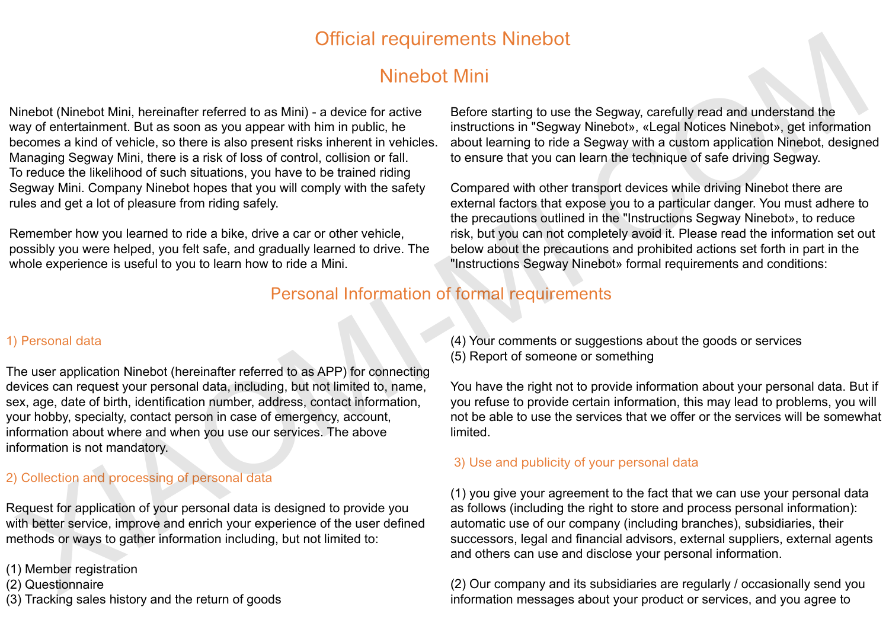# Official requirements Ninebot

## Ninebot Mini

Ninebot (Ninebot Mini, hereinafter referred to as Mini) - a device for active way of entertainment. But as soon as you appear with him in public, he becomes a kind of vehicle, so there is also present risks inherent in vehicles. Managing Segway Mini, there is a risk of loss of control, collision or fall. To reduce the likelihood of such situations, you have to be trained riding Segway Mini. Company Ninebot hopes that you will comply with the safety rules and get a lot of pleasure from riding safely.

Remember how you learned to ride a bike, drive a car or other vehicle, possibly you were helped, you felt safe, and gradually learned to drive. The whole experience is useful to you to learn how to ride a Mini.

Before starting to use the Segway, carefully read and understand the instructions in "Segway Ninebot», «Legal Notices Ninebot», get information about learning to ride a Segway with a custom application Ninebot, designed to ensure that you can learn the technique of safe driving Segway.

Compared with other transport devices while driving Ninebot there are external factors that expose you to a particular danger. You must adhere to the precautions outlined in the "Instructions Segway Ninebot», to reduce risk, but you can not completely avoid it. Please read the information set out below about the precautions and prohibited actions set forth in part in the "Instructions Segway Ninebot» formal requirements and conditions:

## Personal Information of formal requirements

### 1) Personal data

The user application Ninebot (hereinafter referred to as APP) for connecting devices can request your personal data, including, but not limited to, name, sex, age, date of birth, identification number, address, contact information, your hobby, specialty, contact person in case of emergency, account, information about where and when you use our services. The above information is not mandatory.

### 2) Collection and processing of personal data

Request for application of your personal data is designed to provide you with better service, improve and enrich your experience of the user defined methods or ways to gather information including, but not limited to:

(1) Member registration
(2) Questionnaire
(3) Tracking sales history and the return of goods
(4) Your comments or suggestions about the goods or services
(5) Report of someone or something

You have the right not to provide information about your personal data. But if you refuse to provide certain information, this may lead to problems, you will not be able to use the services that we offer or the services will be somewhat limited.

### 3) Use and publicity of your personal data

(1) you give your agreement to the fact that we can use your personal data as follows (including the right to store and process personal information): automatic use of our company (including branches), subsidiaries, their successors, legal and financial advisors, external suppliers, external agents and others can use and disclose your personal information.

(2) Our company and its subsidiaries are regularly / occasionally send you information messages about your product or services, and you agree to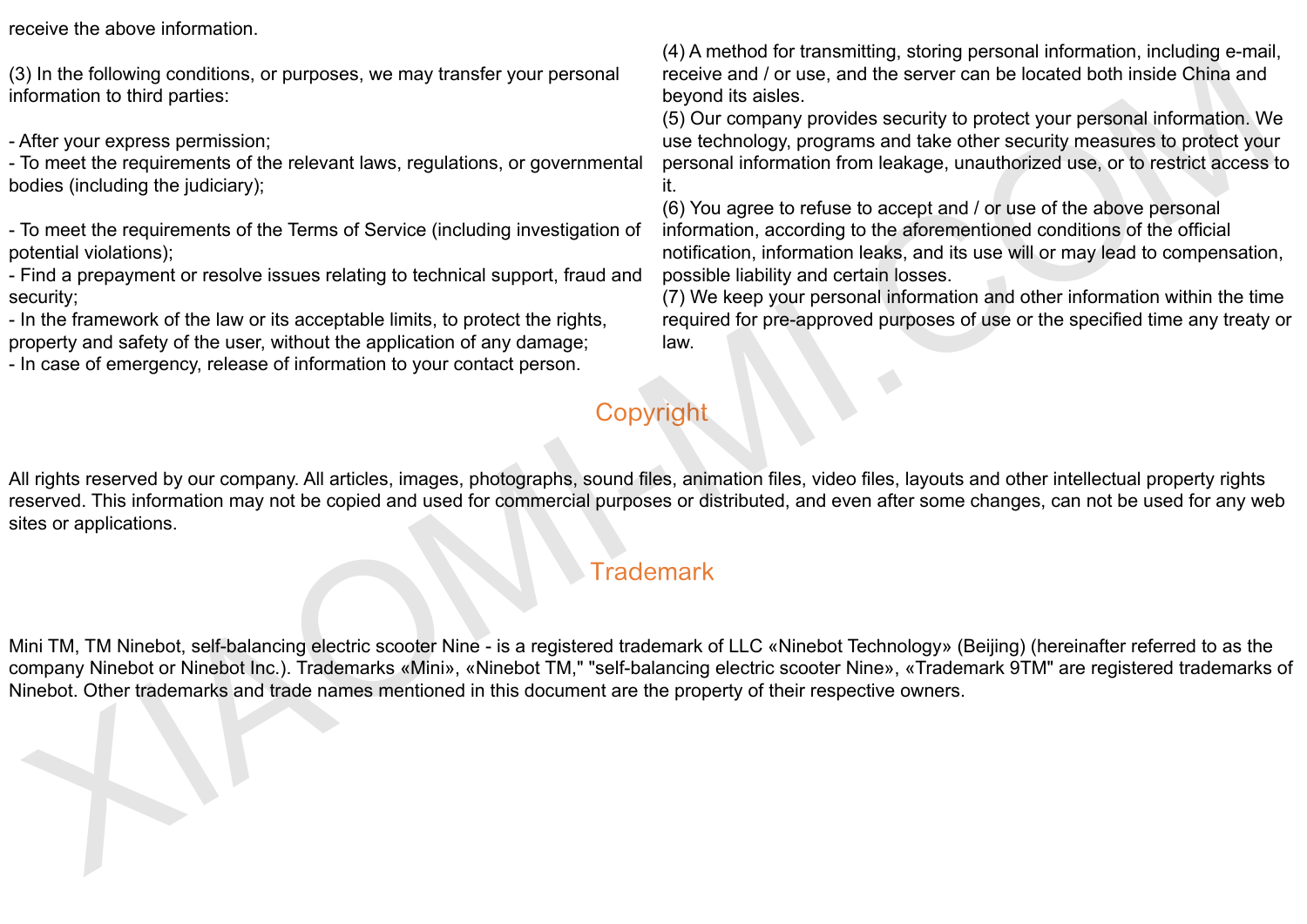receive the above information.

(3) In the following conditions, or purposes, we may transfer your personal information to third parties:

- After your express permission;
- To meet the requirements of the relevant laws, regulations, or governmental bodies (including the judiciary);

- To meet the requirements of the Terms of Service (including investigation of potential violations);
- Find a prepayment or resolve issues relating to technical support, fraud and security;
- In the framework of the law or its acceptable limits, to protect the rights, property and safety of the user, without the application of any damage;
- In case of emergency, release of information to your contact person.

(4) A method for transmitting, storing personal information, including e-mail, receive and / or use, and the server can be located both inside China and beyond its aisles.
(5) Our company provides security to protect your personal information. We use technology, programs and take other security measures to protect your personal information from leakage, unauthorized use, or to restrict access to it.
(6) You agree to refuse to accept and / or use of the above personal information, according to the aforementioned conditions of the official notification, information leaks, and its use will or may lead to compensation, possible liability and certain losses.
(7) We keep your personal information and other information within the time required for pre-approved purposes of use or the specified time any treaty or law.

## Copyright

All rights reserved by our company. All articles, images, photographs, sound files, animation files, video files, layouts and other intellectual property rights reserved. This information may not be copied and used for commercial purposes or distributed, and even after some changes, can not be used for any web sites or applications.

## Trademark

Mini TM, TM Ninebot, self-balancing electric scooter Nine - is a registered trademark of LLC «Ninebot Technology» (Beijing) (hereinafter referred to as the company Ninebot or Ninebot Inc.). Trademarks «Mini», «Ninebot TM," "self-balancing electric scooter Nine», «Trademark 9TM" are registered trademarks of Ninebot. Other trademarks and trade names mentioned in this document are the property of their respective owners.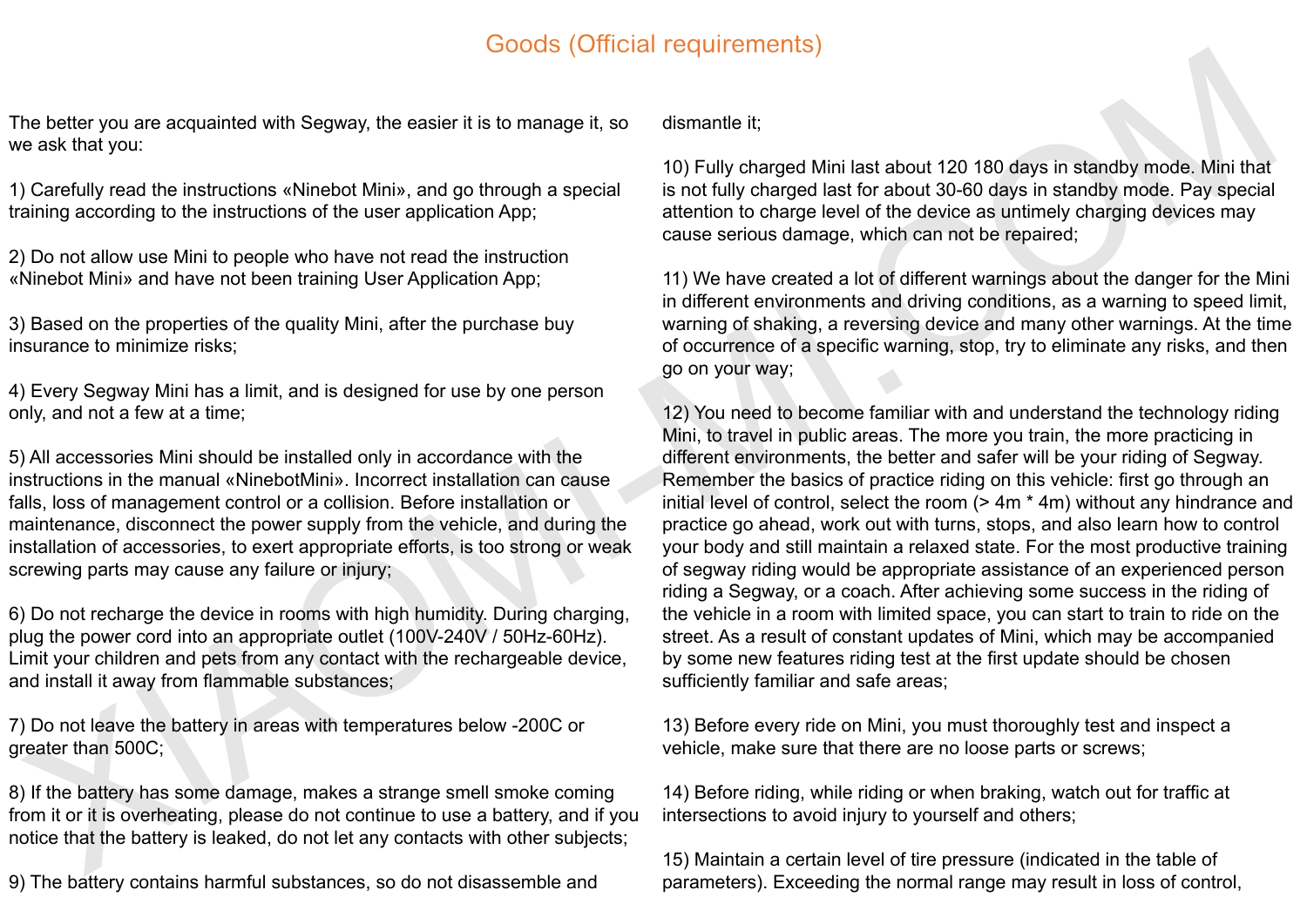# Goods (Official requirements)

The better you are acquainted with Segway, the easier it is to manage it, so we ask that you:

1) Carefully read the instructions «Ninebot Mini», and go through a special training according to the instructions of the user application App;

2) Do not allow use Mini to people who have not read the instruction «Ninebot Mini» and have not been training User Application App;

3) Based on the properties of the quality Mini, after the purchase buy insurance to minimize risks;

4) Every Segway Mini has a limit, and is designed for use by one person only, and not a few at a time;

5) All accessories Mini should be installed only in accordance with the instructions in the manual «NinebotMini». Incorrect installation can cause falls, loss of management control or a collision. Before installation or maintenance, disconnect the power supply from the vehicle, and during the installation of accessories, to exert appropriate efforts, is too strong or weak screwing parts may cause any failure or injury;

6) Do not recharge the device in rooms with high humidity. During charging, plug the power cord into an appropriate outlet (100V-240V / 50Hz-60Hz). Limit your children and pets from any contact with the rechargeable device, and install it away from flammable substances;

7) Do not leave the battery in areas with temperatures below -200C or greater than 500C;

8) If the battery has some damage, makes a strange smell smoke coming from it or it is overheating, please do not continue to use a battery, and if you notice that the battery is leaked, do not let any contacts with other subjects;

9) The battery contains harmful substances, so do not disassemble and dismantle it;

10) Fully charged Mini last about 120 180 days in standby mode. Mini that is not fully charged last for about 30-60 days in standby mode. Pay special attention to charge level of the device as untimely charging devices may cause serious damage, which can not be repaired;

11) We have created a lot of different warnings about the danger for the Mini in different environments and driving conditions, as a warning to speed limit, warning of shaking, a reversing device and many other warnings. At the time of occurrence of a specific warning, stop, try to eliminate any risks, and then go on your way;

12) You need to become familiar with and understand the technology riding Mini, to travel in public areas. The more you train, the more practicing in different environments, the better and safer will be your riding of Segway. Remember the basics of practice riding on this vehicle: first go through an initial level of control, select the room (> 4m * 4m) without any hindrance and practice go ahead, work out with turns, stops, and also learn how to control your body and still maintain a relaxed state. For the most productive training of segway riding would be appropriate assistance of an experienced person riding a Segway, or a coach. After achieving some success in the riding of the vehicle in a room with limited space, you can start to train to ride on the street. As a result of constant updates of Mini, which may be accompanied by some new features riding test at the first update should be chosen sufficiently familiar and safe areas;

13) Before every ride on Mini, you must thoroughly test and inspect a vehicle, make sure that there are no loose parts or screws;

14) Before riding, while riding or when braking, watch out for traffic at intersections to avoid injury to yourself and others;

15) Maintain a certain level of tire pressure (indicated in the table of parameters). Exceeding the normal range may result in loss of control,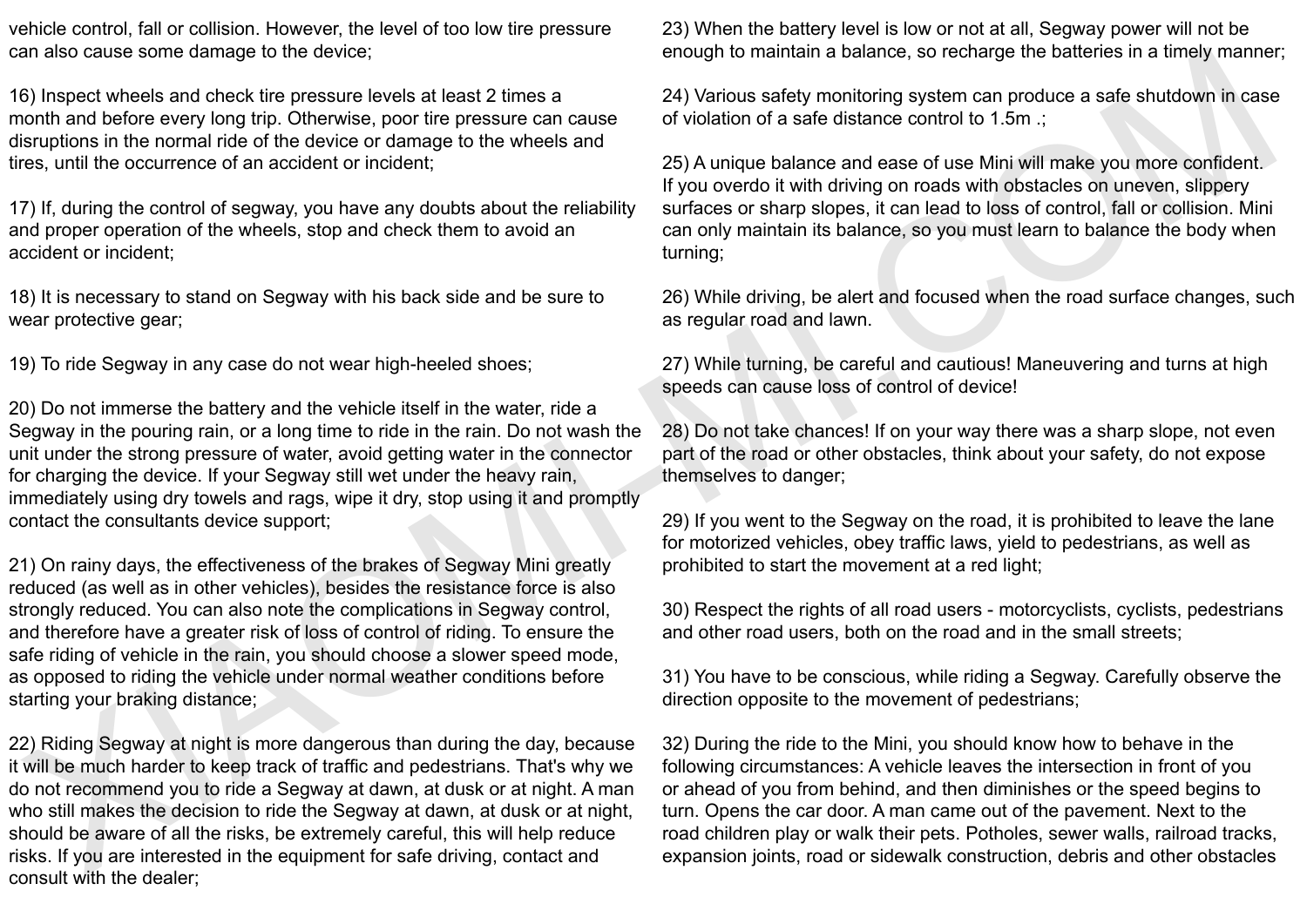vehicle control, fall or collision. However, the level of too low tire pressure can also cause some damage to the device;

16) Inspect wheels and check tire pressure levels at least 2 times a month and before every long trip. Otherwise, poor tire pressure can cause disruptions in the normal ride of the device or damage to the wheels and tires, until the occurrence of an accident or incident;

17) If, during the control of segway, you have any doubts about the reliability and proper operation of the wheels, stop and check them to avoid an accident or incident;

18) It is necessary to stand on Segway with his back side and be sure to wear protective gear;

19) To ride Segway in any case do not wear high-heeled shoes;

20) Do not immerse the battery and the vehicle itself in the water, ride a Segway in the pouring rain, or a long time to ride in the rain. Do not wash the unit under the strong pressure of water, avoid getting water in the connector for charging the device. If your Segway still wet under the heavy rain, immediately using dry towels and rags, wipe it dry, stop using it and promptly contact the consultants device support;

21) On rainy days, the effectiveness of the brakes of Segway Mini greatly reduced (as well as in other vehicles), besides the resistance force is also strongly reduced. You can also note the complications in Segway control, and therefore have a greater risk of loss of control of riding. To ensure the safe riding of vehicle in the rain, you should choose a slower speed mode, as opposed to riding the vehicle under normal weather conditions before starting your braking distance;

22) Riding Segway at night is more dangerous than during the day, because it will be much harder to keep track of traffic and pedestrians. That's why we do not recommend you to ride a Segway at dawn, at dusk or at night. A man who still makes the decision to ride the Segway at dawn, at dusk or at night, should be aware of all the risks, be extremely careful, this will help reduce risks. If you are interested in the equipment for safe driving, contact and consult with the dealer;

23) When the battery level is low or not at all, Segway power will not be enough to maintain a balance, so recharge the batteries in a timely manner;

24) Various safety monitoring system can produce a safe shutdown in case of violation of a safe distance control to 1.5m .;

25) A unique balance and ease of use Mini will make you more confident. If you overdo it with driving on roads with obstacles on uneven, slippery surfaces or sharp slopes, it can lead to loss of control, fall or collision. Mini can only maintain its balance, so you must learn to balance the body when turning;

26) While driving, be alert and focused when the road surface changes, such as regular road and lawn.

27) While turning, be careful and cautious! Maneuvering and turns at high speeds can cause loss of control of device!

28) Do not take chances! If on your way there was a sharp slope, not even part of the road or other obstacles, think about your safety, do not expose themselves to danger;

29) If you went to the Segway on the road, it is prohibited to leave the lane for motorized vehicles, obey traffic laws, yield to pedestrians, as well as prohibited to start the movement at a red light;

30) Respect the rights of all road users - motorcyclists, cyclists, pedestrians and other road users, both on the road and in the small streets;

31) You have to be conscious, while riding a Segway. Carefully observe the direction opposite to the movement of pedestrians;

32) During the ride to the Mini, you should know how to behave in the following circumstances: A vehicle leaves the intersection in front of you or ahead of you from behind, and then diminishes or the speed begins to turn. Opens the car door. A man came out of the pavement. Next to the road children play or walk their pets. Potholes, sewer walls, railroad tracks, expansion joints, road or sidewalk construction, debris and other obstacles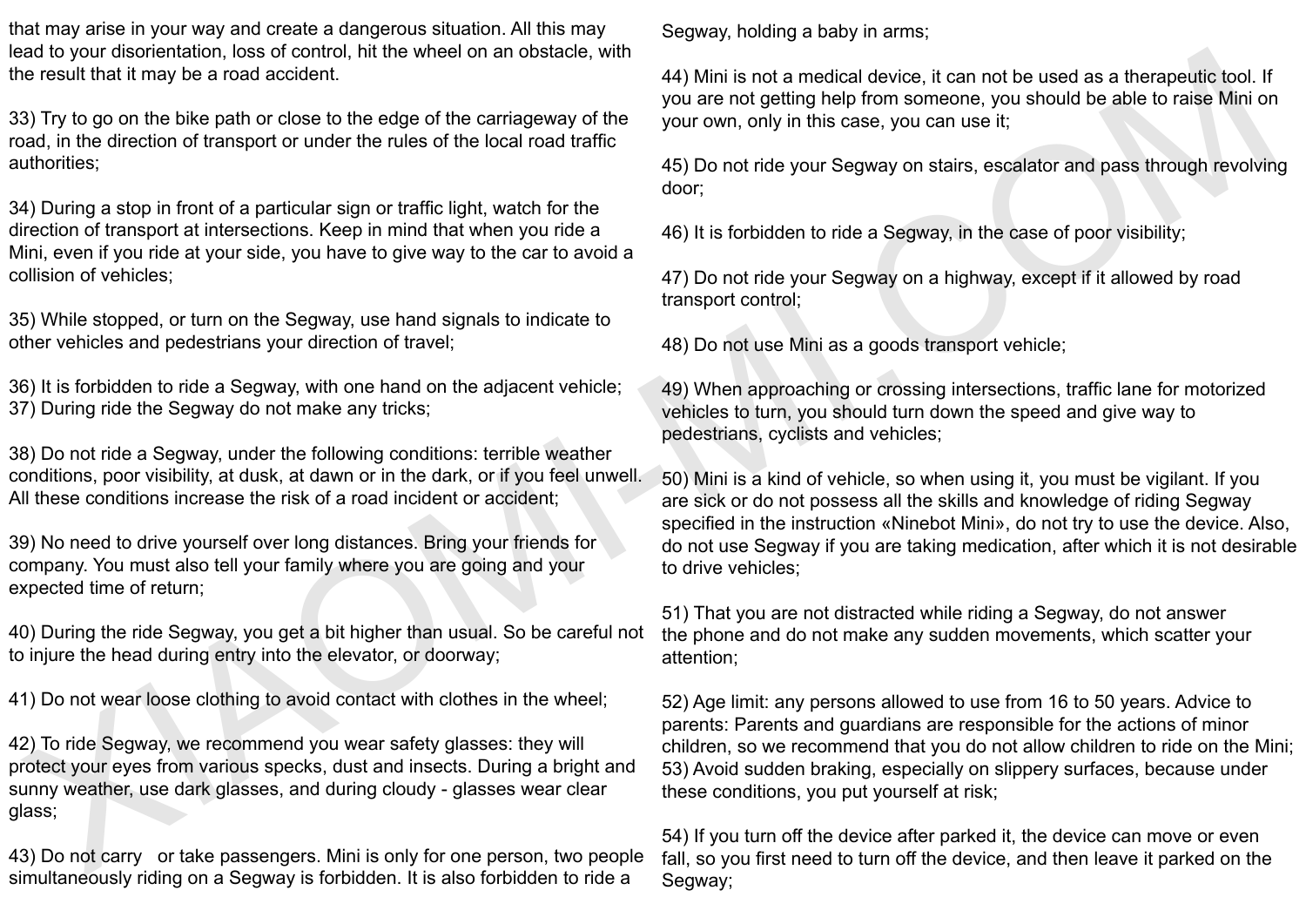that may arise in your way and create a dangerous situation. All this may lead to your disorientation, loss of control, hit the wheel on an obstacle, with the result that it may be a road accident.

33) Try to go on the bike path or close to the edge of the carriageway of the road, in the direction of transport or under the rules of the local road traffic authorities;

34) During a stop in front of a particular sign or traffic light, watch for the direction of transport at intersections. Keep in mind that when you ride a Mini, even if you ride at your side, you have to give way to the car to avoid a collision of vehicles;

35) While stopped, or turn on the Segway, use hand signals to indicate to other vehicles and pedestrians your direction of travel;

36) It is forbidden to ride a Segway, with one hand on the adjacent vehicle;
37) During ride the Segway do not make any tricks;

38) Do not ride a Segway, under the following conditions: terrible weather conditions, poor visibility, at dusk, at dawn or in the dark, or if you feel unwell. All these conditions increase the risk of a road incident or accident;

39) No need to drive yourself over long distances. Bring your friends for company. You must also tell your family where you are going and your expected time of return;

40) During the ride Segway, you get a bit higher than usual. So be careful not to injure the head during entry into the elevator, or doorway;

41) Do not wear loose clothing to avoid contact with clothes in the wheel;

42) To ride Segway, we recommend you wear safety glasses: they will protect your eyes from various specks, dust and insects. During a bright and sunny weather, use dark glasses, and during cloudy - glasses wear clear glass;

43) Do not carry or take passengers. Mini is only for one person, two people simultaneously riding on a Segway is forbidden. It is also forbidden to ride a Segway, holding a baby in arms;

44) Mini is not a medical device, it can not be used as a therapeutic tool. If you are not getting help from someone, you should be able to raise Mini on your own, only in this case, you can use it;

45) Do not ride your Segway on stairs, escalator and pass through revolving door;

46) It is forbidden to ride a Segway, in the case of poor visibility;

47) Do not ride your Segway on a highway, except if it allowed by road transport control;

48) Do not use Mini as a goods transport vehicle;

49) When approaching or crossing intersections, traffic lane for motorized vehicles to turn, you should turn down the speed and give way to pedestrians, cyclists and vehicles;

50) Mini is a kind of vehicle, so when using it, you must be vigilant. If you are sick or do not possess all the skills and knowledge of riding Segway specified in the instruction «Ninebot Mini», do not try to use the device. Also, do not use Segway if you are taking medication, after which it is not desirable to drive vehicles;

51) That you are not distracted while riding a Segway, do not answer the phone and do not make any sudden movements, which scatter your attention;

52) Age limit: any persons allowed to use from 16 to 50 years. Advice to parents: Parents and guardians are responsible for the actions of minor children, so we recommend that you do not allow children to ride on the Mini;
53) Avoid sudden braking, especially on slippery surfaces, because under these conditions, you put yourself at risk;

54) If you turn off the device after parked it, the device can move or even fall, so you first need to turn off the device, and then leave it parked on the Segway;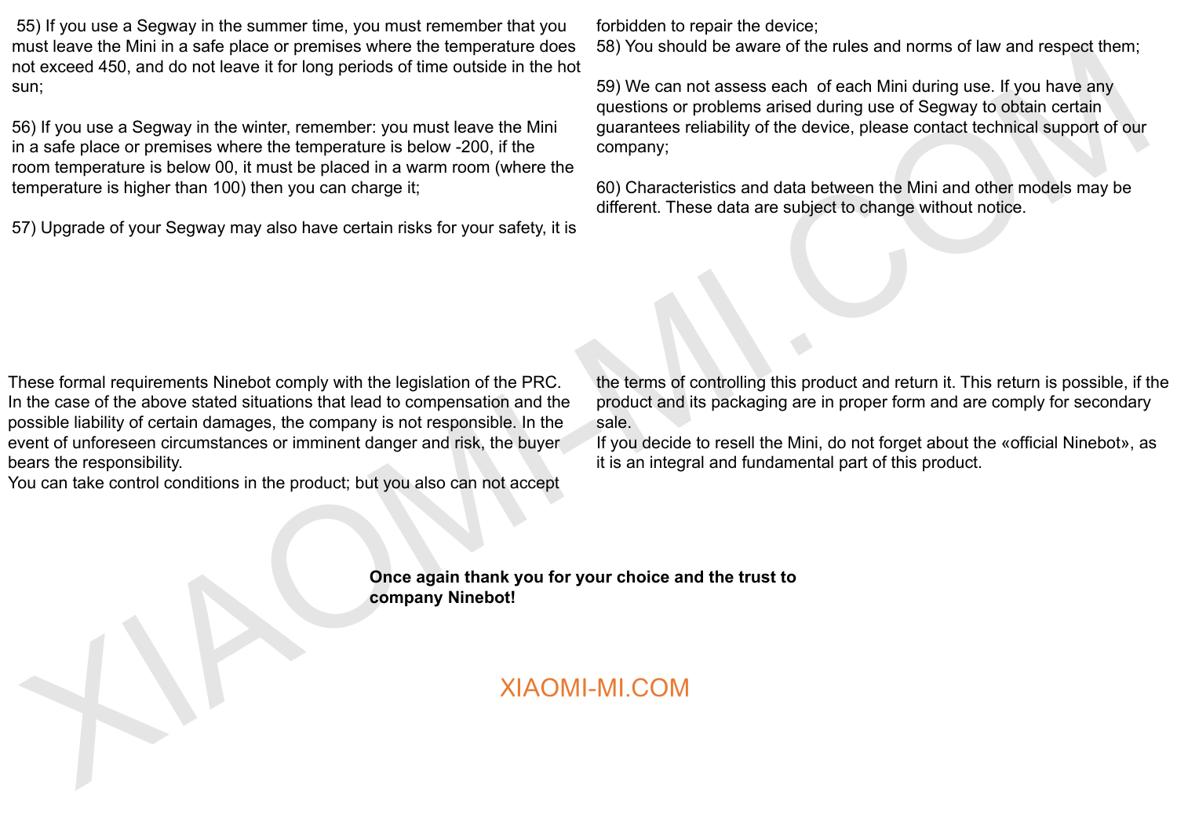55) If you use a Segway in the summer time, you must remember that you must leave the Mini in a safe place or premises where the temperature does not exceed 450, and do not leave it for long periods of time outside in the hot sun;

56) If you use a Segway in the winter, remember: you must leave the Mini in a safe place or premises where the temperature is below -200, if the room temperature is below 00, it must be placed in a warm room (where the temperature is higher than 100) then you can charge it;

57) Upgrade of your Segway may also have certain risks for your safety, it is forbidden to repair the device;

58) You should be aware of the rules and norms of law and respect them;

59) We can not assess each of each Mini during use. If you have any questions or problems arised during use of Segway to obtain certain guarantees reliability of the device, please contact technical support of our company;

60) Characteristics and data between the Mini and other models may be different. These data are subject to change without notice.

These formal requirements Ninebot comply with the legislation of the PRC. In the case of the above stated situations that lead to compensation and the possible liability of certain damages, the company is not responsible. In the event of unforeseen circumstances or imminent danger and risk, the buyer bears the responsibility.
You can take control conditions in the product; but you also can not accept the terms of controlling this product and return it. This return is possible, if the product and its packaging are in proper form and are comply for secondary sale.
If you decide to resell the Mini, do not forget about the «official Ninebot», as it is an integral and fundamental part of this product.

**Once again thank you for your choice and the trust to company Ninebot!**

XIAOMI-MI.COM